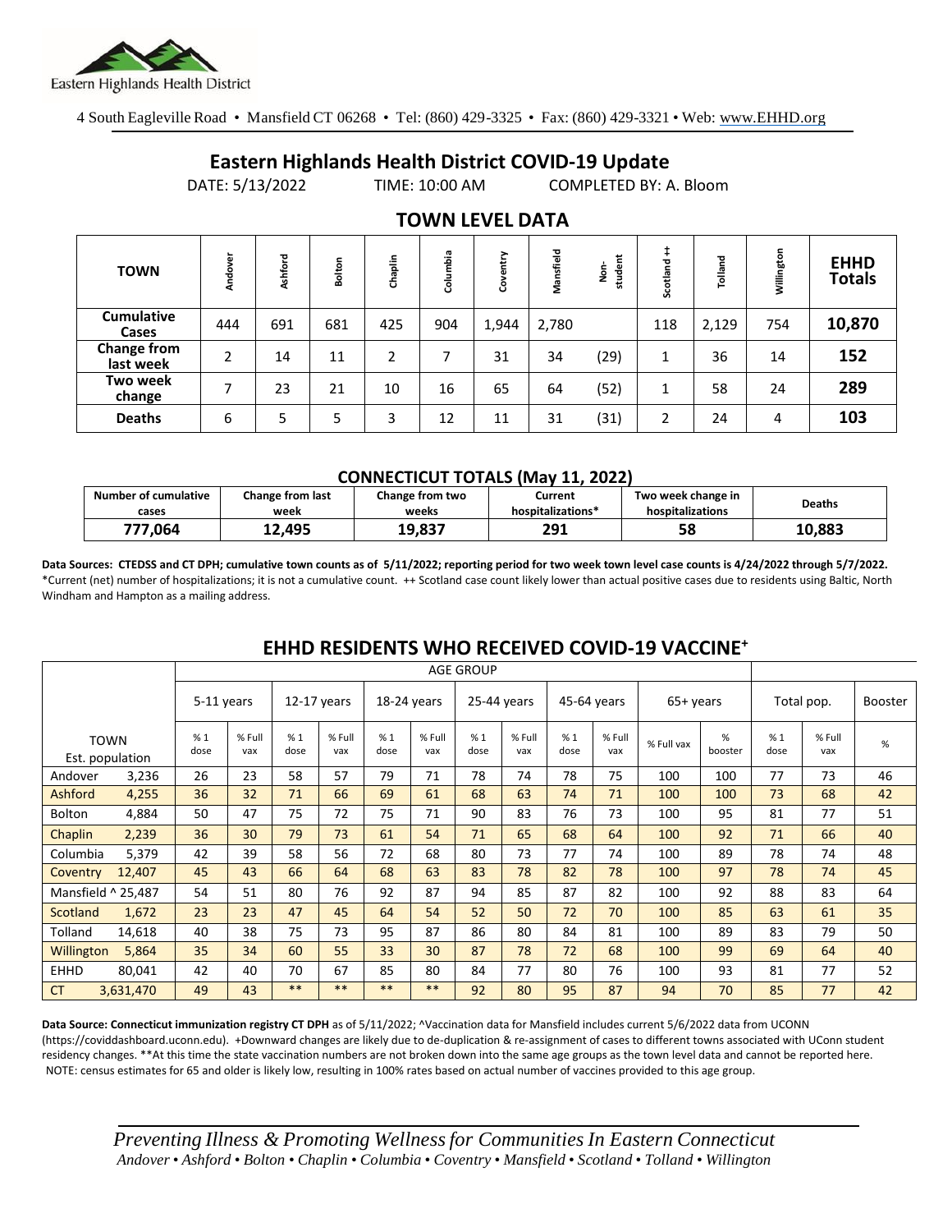Eastern Highlands Health District

4 South Eagleville Road • Mansfield CT 06268 • Tel: (860) 429-3325 • Fax: (860) 429-3321 • Web: www.EHHD.org

# Eastern Highlands Health District COVID-19 Update

DATE: 5/13/2022 TIME: 10:00 AM COMPLETED BY: A. Bloom

## TOWN LEVEL DATA

| TOWN | Andover | Ashford | Bolton | Chaplin | Columbia | Coventry | Mansfield | Non-student | Scotland ++ | Tolland | Willington | EHHD Totals |
|---|---|---|---|---|---|---|---|---|---|---|---|---|
| Cumulative Cases | 444 | 691 | 681 | 425 | 904 | 1,944 | 2,780 | | 118 | 2,129 | 754 | **10,870** |
| Change from last week | 2 | 14 | 11 | 2 | 7 | 31 | 34 | (29) | 1 | 36 | 14 | **152** |
| Two week change | 7 | 23 | 21 | 10 | 16 | 65 | 64 | (52) | 1 | 58 | 24 | **289** |
| Deaths | 6 | 5 | 5 | 3 | 12 | 11 | 31 | (31) | 2 | 24 | 4 | **103** |

### CONNECTICUT TOTALS (May 11, 2022)

| Number of cumulative cases | Change from last week | Change from two weeks | Current hospitalizations* | Two week change in hospitalizations | Deaths |
|---|---|---|---|---|---|
| **777,064** | **12,495** | **19,837** | **291** | **58** | **10,883** |

**Data Sources: CTEDSS and CT DPH; cumulative town counts as of 5/11/2022; reporting period for two week town level case counts is 4/24/2022 through 5/7/2022.** *Current (net) number of hospitalizations; it is not a cumulative count. ++ Scotland case count likely lower than actual positive cases due to residents using Baltic, North Windham and Hampton as a mailing address.

## EHHD RESIDENTS WHO RECEIVED COVID-19 VACCINE+

| TOWN Est. population | | 5-11 years | | 12-17 years | | 18-24 years | | 25-44 years | | 45-64 years | | 65+ years | | Total pop. | | Booster |
|---|---|---|---|---|---|---|---|---|---|---|---|---|---|---|---|---|
| | | % 1 dose | % Full vax | % 1 dose | % Full vax | % 1 dose | % Full vax | % 1 dose | % Full vax | % 1 dose | % Full vax | % Full vax | % booster | % 1 dose | % Full vax | % |
| Andover | 3,236 | 26 | 23 | 58 | 57 | 79 | 71 | 78 | 74 | 78 | 75 | 100 | 100 | 77 | 73 | 46 |
| Ashford | 4,255 | 36 | 32 | 71 | 66 | 69 | 61 | 68 | 63 | 74 | 71 | 100 | 100 | 73 | 68 | 42 |
| Bolton | 4,884 | 50 | 47 | 75 | 72 | 75 | 71 | 90 | 83 | 76 | 73 | 100 | 95 | 81 | 77 | 51 |
| Chaplin | 2,239 | 36 | 30 | 79 | 73 | 61 | 54 | 71 | 65 | 68 | 64 | 100 | 92 | 71 | 66 | 40 |
| Columbia | 5,379 | 42 | 39 | 58 | 56 | 72 | 68 | 80 | 73 | 77 | 74 | 100 | 89 | 78 | 74 | 48 |
| Coventry | 12,407 | 45 | 43 | 66 | 64 | 68 | 63 | 83 | 78 | 82 | 78 | 100 | 97 | 78 | 74 | 45 |
| Mansfield ^ | 25,487 | 54 | 51 | 80 | 76 | 92 | 87 | 94 | 85 | 87 | 82 | 100 | 92 | 88 | 83 | 64 |
| Scotland | 1,672 | 23 | 23 | 47 | 45 | 64 | 54 | 52 | 50 | 72 | 70 | 100 | 85 | 63 | 61 | 35 |
| Tolland | 14,618 | 40 | 38 | 75 | 73 | 95 | 87 | 86 | 80 | 84 | 81 | 100 | 89 | 83 | 79 | 50 |
| Willington | 5,864 | 35 | 34 | 60 | 55 | 33 | 30 | 87 | 78 | 72 | 68 | 100 | 99 | 69 | 64 | 40 |
| EHHD | 80,041 | 42 | 40 | 70 | 67 | 85 | 80 | 84 | 77 | 80 | 76 | 100 | 93 | 81 | 77 | 52 |
| CT | 3,631,470 | 49 | 43 | ** | ** | ** | ** | 92 | 80 | 95 | 87 | 94 | 70 | 85 | 77 | 42 |

**Data Source: Connecticut immunization registry CT DPH** as of 5/11/2022; ^Vaccination data for Mansfield includes current 5/6/2022 data from UCONN (https://coviddashboard.uconn.edu). +Downward changes are likely due to de-duplication & re-assignment of cases to different towns associated with UConn student residency changes. **At this time the state vaccination numbers are not broken down into the same age groups as the town level data and cannot be reported here. NOTE: census estimates for 65 and older is likely low, resulting in 100% rates based on actual number of vaccines provided to this age group.

*Preventing Illness & Promoting Wellness for Communities In Eastern Connecticut*
*Andover • Ashford • Bolton • Chaplin • Columbia • Coventry • Mansfield • Scotland • Tolland • Willington*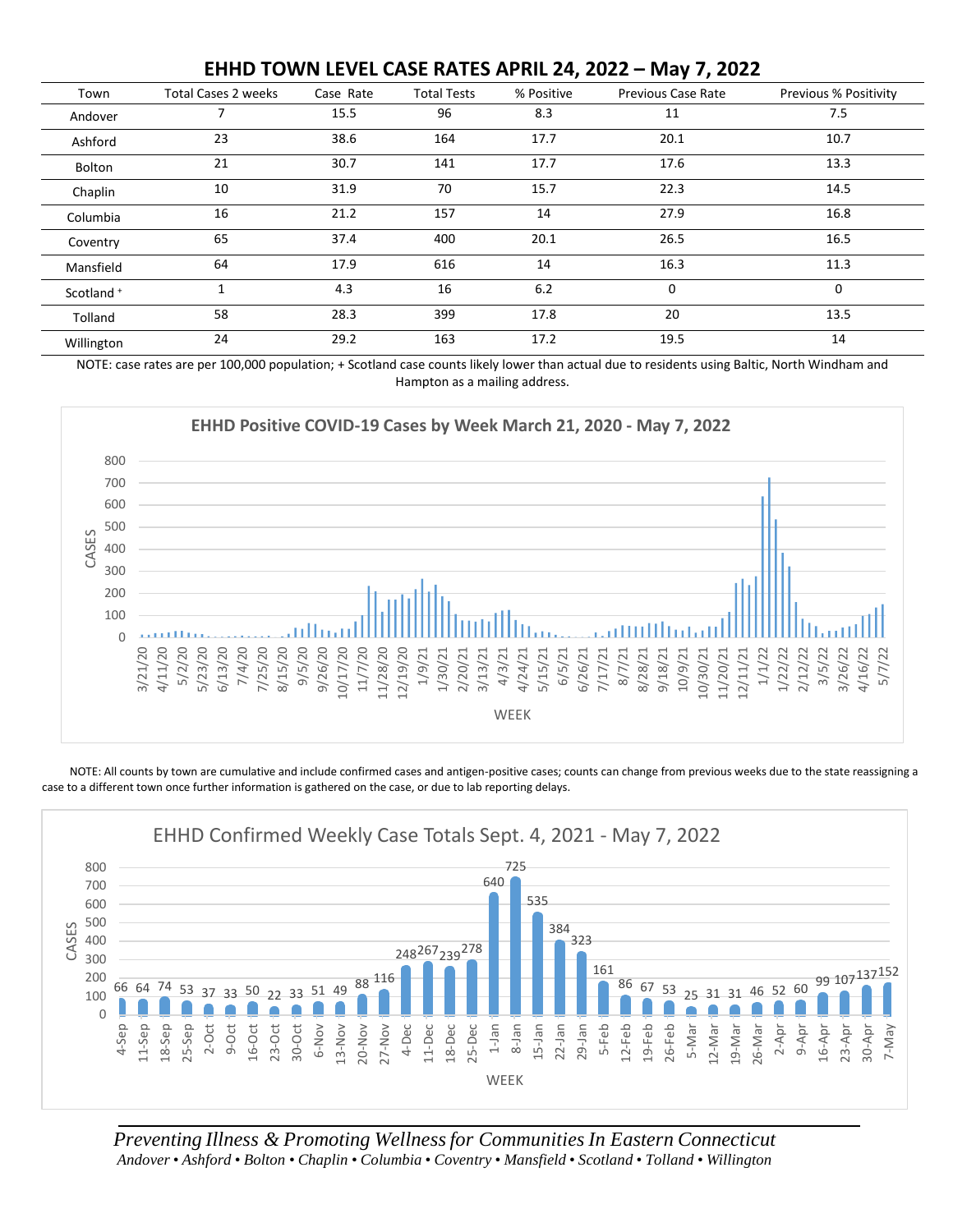## EHHD TOWN LEVEL CASE RATES APRIL 24, 2022 – May 7, 2022

| Town | Total Cases 2 weeks | Case Rate | Total Tests | % Positive | Previous Case Rate | Previous % Positivity |
|---|---|---|---|---|---|---|
| Andover | 7 | 15.5 | 96 | 8.3 | 11 | 7.5 |
| Ashford | 23 | 38.6 | 164 | 17.7 | 20.1 | 10.7 |
| Bolton | 21 | 30.7 | 141 | 17.7 | 17.6 | 13.3 |
| Chaplin | 10 | 31.9 | 70 | 15.7 | 22.3 | 14.5 |
| Columbia | 16 | 21.2 | 157 | 14 | 27.9 | 16.8 |
| Coventry | 65 | 37.4 | 400 | 20.1 | 26.5 | 16.5 |
| Mansfield | 64 | 17.9 | 616 | 14 | 16.3 | 11.3 |
| Scotland + | 1 | 4.3 | 16 | 6.2 | 0 | 0 |
| Tolland | 58 | 28.3 | 399 | 17.8 | 20 | 13.5 |
| Willington | 24 | 29.2 | 163 | 17.2 | 19.5 | 14 |

NOTE: case rates are per 100,000 population; + Scotland case counts likely lower than actual due to residents using Baltic, North Windham and Hampton as a mailing address.

EHHD Positive COVID-19 Cases by Week March 21, 2020 - May 7, 2022

CASES

0
100
200
300
400
500
600
700
800

3/21/20 4/11/20 5/2/20 5/23/20 6/13/20 7/4/20 7/25/20 8/15/20 9/5/20 9/26/20 10/17/20 11/7/20 11/28/20 12/19/20 1/9/21 1/30/21 2/20/21 3/13/21 4/3/21 4/24/21 5/15/21 6/5/21 6/26/21 7/17/21 8/7/21 8/28/21 9/18/21 10/9/21 10/30/21 11/20/21 12/11/21 1/1/22 1/22/22 2/12/22 3/5/22 3/26/22 4/16/22 5/7/22

WEEK

NOTE: All counts by town are cumulative and include confirmed cases and antigen-positive cases; counts can change from previous weeks due to the state reassigning a case to a different town once further information is gathered on the case, or due to lab reporting delays.

EHHD Confirmed Weekly Case Totals Sept. 4, 2021 - May 7, 2022

CASES

0
100
200
300
400
500
600
700
800

66 64 74 53 37 33 50 22 33 51 49 88 116 248 267 239 278 640 725 535 384 323 161 86 67 53 25 31 31 46 52 60 99 107 137 152

4-Sep 11-Sep 18-Sep 25-Sep 2-Oct 9-Oct 16-Oct 23-Oct 30-Oct 6-Nov 13-Nov 20-Nov 27-Nov 4-Dec 11-Dec 18-Dec 25-Dec 1-Jan 8-Jan 15-Jan 22-Jan 29-Jan 5-Feb 12-Feb 19-Feb 26-Feb 5-Mar 12-Mar 19-Mar 26-Mar 2-Apr 9-Apr 16-Apr 23-Apr 30-Apr 7-May

WEEK

*Preventing Illness & Promoting Wellness for Communities In Eastern Connecticut*

*Andover • Ashford • Bolton • Chaplin • Columbia • Coventry • Mansfield • Scotland • Tolland • Willington*